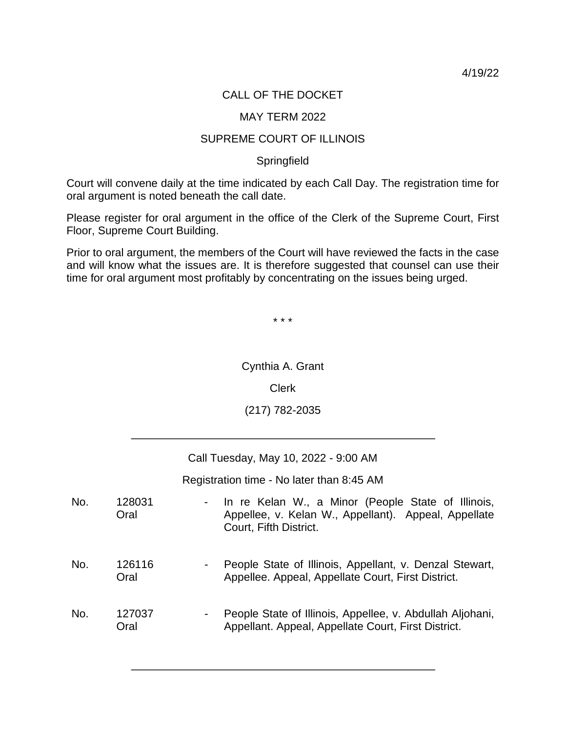4/19/22

# CALL OF THE DOCKET

## MAY TERM 2022

## SUPREME COURT OF ILLINOIS

Springfield

Court will convene daily at the time indicated by each Call Day. The registration time for oral argument is noted beneath the call date.

Please register for oral argument in the office of the Clerk of the Supreme Court, First Floor, Supreme Court Building.

Prior to oral argument, the members of the Court will have reviewed the facts in the case and will know what the issues are. It is therefore suggested that counsel can use their time for oral argument most profitably by concentrating on the issues being urged.

\* \* \*

Cynthia A. Grant

Clerk

(217) 782-2035

---

Call Tuesday, May 10, 2022 - 9:00 AM

Registration time - No later than 8:45 AM

| | | | |
|---|---|---|---|
| No. | 128031 Oral | - | In re Kelan W., a Minor (People State of Illinois, Appellee, v. Kelan W., Appellant). Appeal, Appellate Court, Fifth District. |
| No. | 126116 Oral | - | People State of Illinois, Appellant, v. Denzal Stewart, Appellee. Appeal, Appellate Court, First District. |
| No. | 127037 Oral | - | People State of Illinois, Appellee, v. Abdullah Aljohani, Appellant. Appeal, Appellate Court, First District. |

---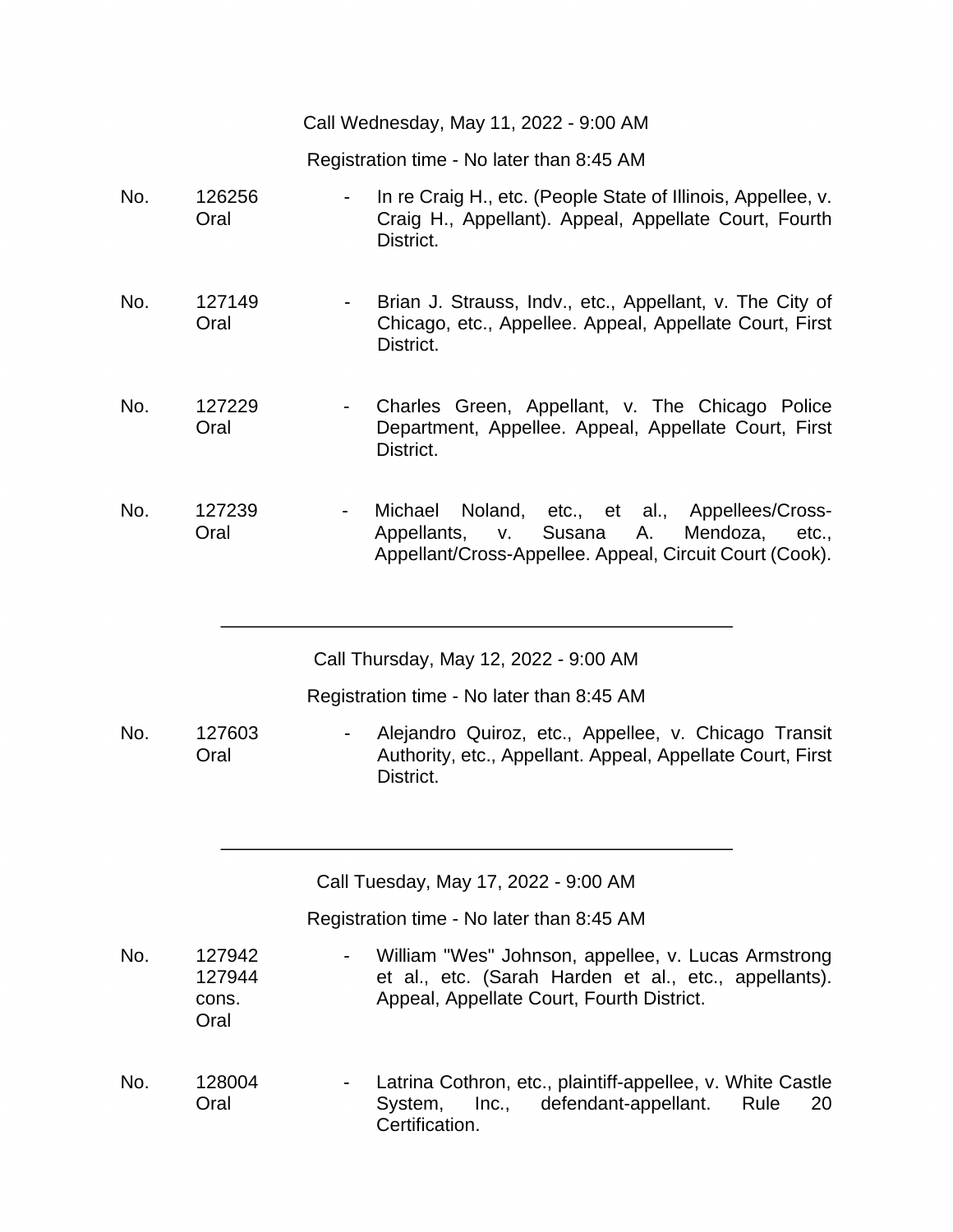Call Wednesday, May 11, 2022 - 9:00 AM

Registration time - No later than 8:45 AM

| | | | |
|---|---|---|---|
| No. | 126256 Oral | - | In re Craig H., etc. (People State of Illinois, Appellee, v. Craig H., Appellant). Appeal, Appellate Court, Fourth District. |
| No. | 127149 Oral | - | Brian J. Strauss, Indv., etc., Appellant, v. The City of Chicago, etc., Appellee. Appeal, Appellate Court, First District. |
| No. | 127229 Oral | - | Charles Green, Appellant, v. The Chicago Police Department, Appellee. Appeal, Appellate Court, First District. |
| No. | 127239 Oral | - | Michael Noland, etc., et al., Appellees/Cross-Appellants, v. Susana A. Mendoza, etc., Appellant/Cross-Appellee. Appeal, Circuit Court (Cook). |

---

Call Thursday, May 12, 2022 - 9:00 AM

Registration time - No later than 8:45 AM

| | | | |
|---|---|---|---|
| No. | 127603 Oral | - | Alejandro Quiroz, etc., Appellee, v. Chicago Transit Authority, etc., Appellant. Appeal, Appellate Court, First District. |

---

Call Tuesday, May 17, 2022 - 9:00 AM

Registration time - No later than 8:45 AM

| | | | |
|---|---|---|---|
| No. | 127942 127944 cons. Oral | - | William "Wes" Johnson, appellee, v. Lucas Armstrong et al., etc. (Sarah Harden et al., etc., appellants). Appeal, Appellate Court, Fourth District. |
| No. | 128004 Oral | - | Latrina Cothron, etc., plaintiff-appellee, v. White Castle System, Inc., defendant-appellant. Rule 20 Certification. |